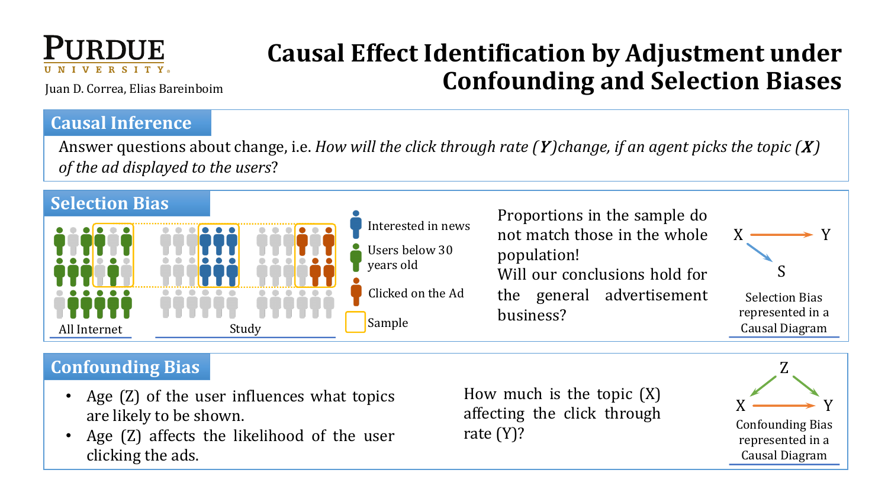PURDUE UNIVERSITY

Juan D. Correa, Elias Bareinboim

# Causal Effect Identification by Adjustment under Confounding and Selection Biases

## Causal Inference

Answer questions about change, i.e. *How will the click through rate ($Y$) change, if an agent picks the topic ($X$) of the ad displayed to the users*?

## Selection Bias

Interested in news

Users below 30 years old

Clicked on the Ad

Sample

All Internet

Study

Proportions in the sample do not match those in the whole population!
Will our conclusions hold for the general advertisement business?

X → Y, X → S

Selection Bias represented in a Causal Diagram

## Confounding Bias

- Age (Z) of the user influences what topics are likely to be shown.
- Age (Z) affects the likelihood of the user clicking the ads.

How much is the topic (X) affecting the click through rate (Y)?

Z → X, Z → Y, X → Y

Confounding Bias represented in a Causal Diagram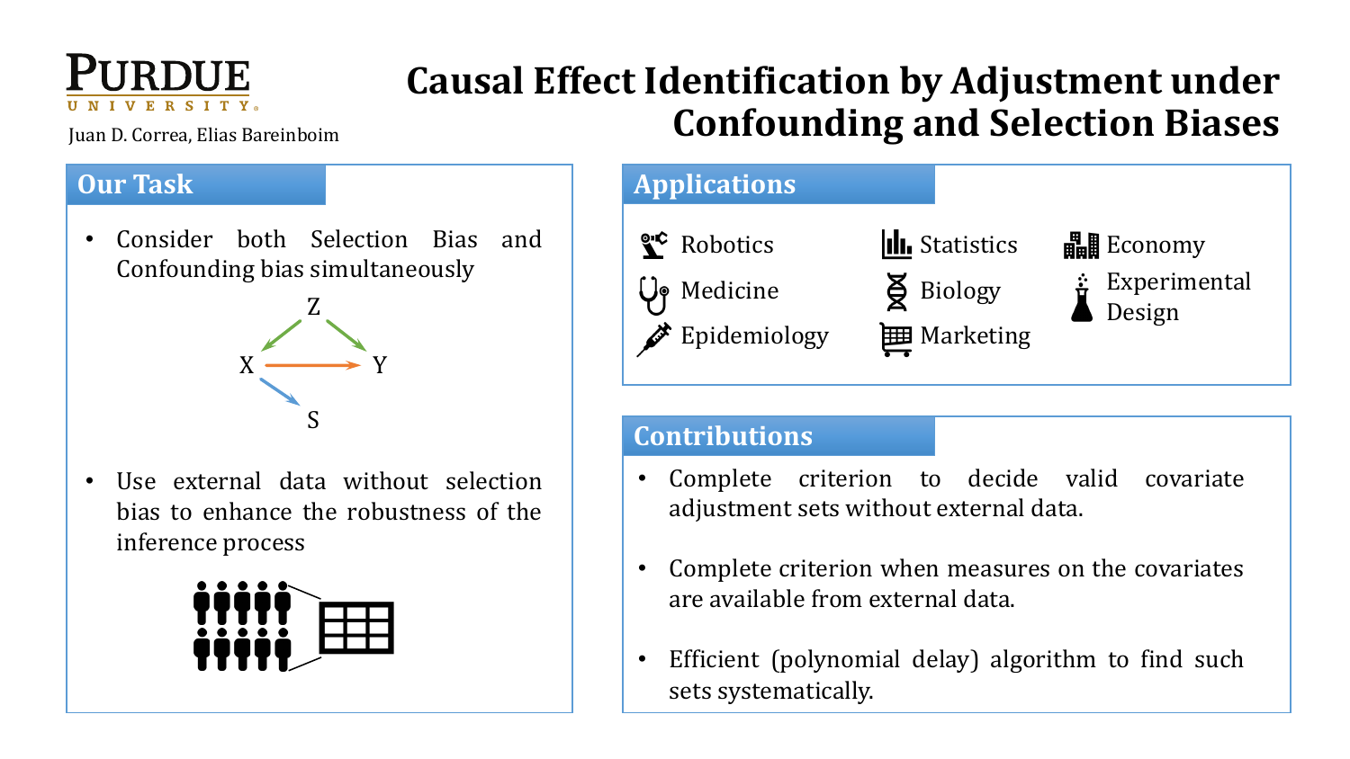# Causal Effect Identification by Adjustment under Confounding and Selection Biases

PURDUE UNIVERSITY

Juan D. Correa, Elias Bareinboim

## Our Task

- Consider both Selection Bias and Confounding bias simultaneously

Z
X Y
S

- Use external data without selection bias to enhance the robustness of the inference process

## Applications

Robotics
Medicine
Epidemiology
Statistics
Biology
Marketing
Economy
Experimental Design

## Contributions

- Complete criterion to decide valid covariate adjustment sets without external data.
- Complete criterion when measures on the covariates are available from external data.
- Efficient (polynomial delay) algorithm to find such sets systematically.